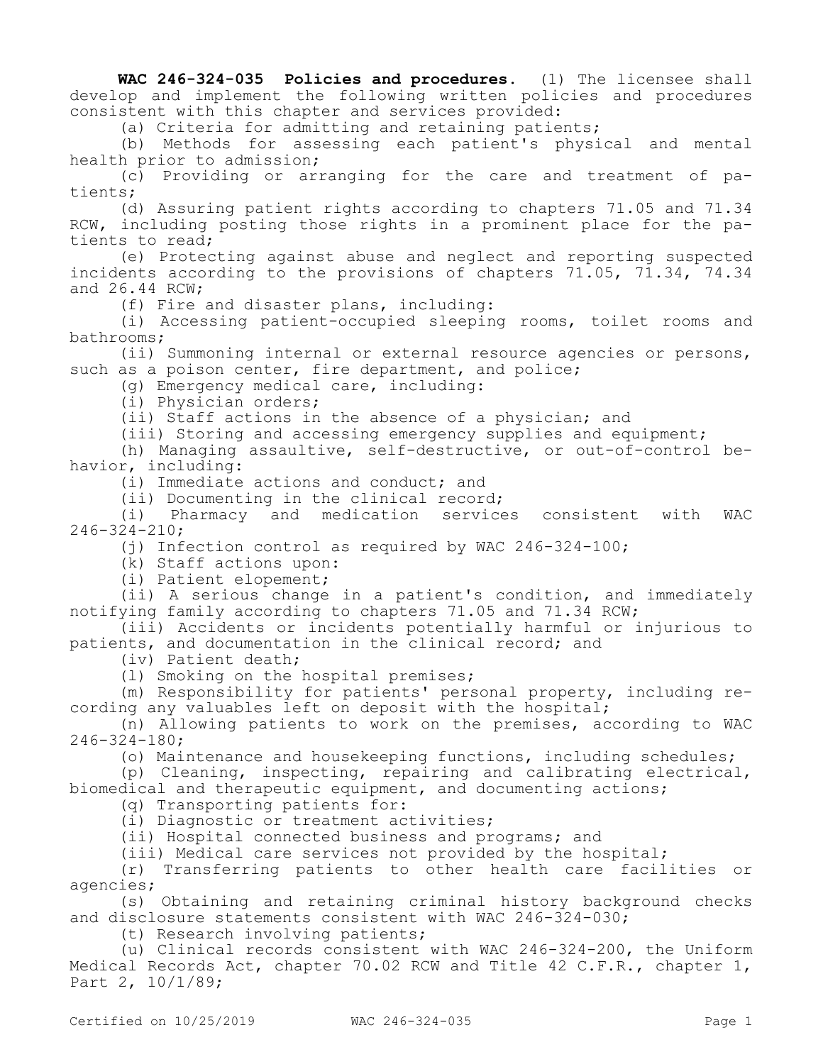**WAC 246-324-035 Policies and procedures.** (1) The licensee shall develop and implement the following written policies and procedures consistent with this chapter and services provided:

(a) Criteria for admitting and retaining patients;

(b) Methods for assessing each patient's physical and mental health prior to admission;

(c) Providing or arranging for the care and treatment of patients;

(d) Assuring patient rights according to chapters 71.05 and 71.34 RCW, including posting those rights in a prominent place for the patients to read;

(e) Protecting against abuse and neglect and reporting suspected incidents according to the provisions of chapters 71.05, 71.34, 74.34 and 26.44 RCW;

(f) Fire and disaster plans, including:

(i) Accessing patient-occupied sleeping rooms, toilet rooms and bathrooms;

(ii) Summoning internal or external resource agencies or persons, such as a poison center, fire department, and police;

(g) Emergency medical care, including:

(i) Physician orders;

(ii) Staff actions in the absence of a physician; and

(iii) Storing and accessing emergency supplies and equipment;

(h) Managing assaultive, self-destructive, or out-of-control behavior, including:

(i) Immediate actions and conduct; and

(ii) Documenting in the clinical record;

(i) Pharmacy and medication services consistent with WAC 246-324-210;

(j) Infection control as required by WAC 246-324-100;

(k) Staff actions upon:

(i) Patient elopement;

(ii) A serious change in a patient's condition, and immediately notifying family according to chapters 71.05 and 71.34 RCW;

(iii) Accidents or incidents potentially harmful or injurious to patients, and documentation in the clinical record; and

(iv) Patient death;

(l) Smoking on the hospital premises;

(m) Responsibility for patients' personal property, including recording any valuables left on deposit with the hospital;

(n) Allowing patients to work on the premises, according to WAC 246-324-180;

(o) Maintenance and housekeeping functions, including schedules;

(p) Cleaning, inspecting, repairing and calibrating electrical, biomedical and therapeutic equipment, and documenting actions;

(q) Transporting patients for:

(i) Diagnostic or treatment activities;

(ii) Hospital connected business and programs; and

(iii) Medical care services not provided by the hospital;

(r) Transferring patients to other health care facilities or agencies;

(s) Obtaining and retaining criminal history background checks and disclosure statements consistent with WAC 246-324-030;

(t) Research involving patients;

(u) Clinical records consistent with WAC 246-324-200, the Uniform Medical Records Act, chapter 70.02 RCW and Title 42 C.F.R., chapter 1, Part 2, 10/1/89;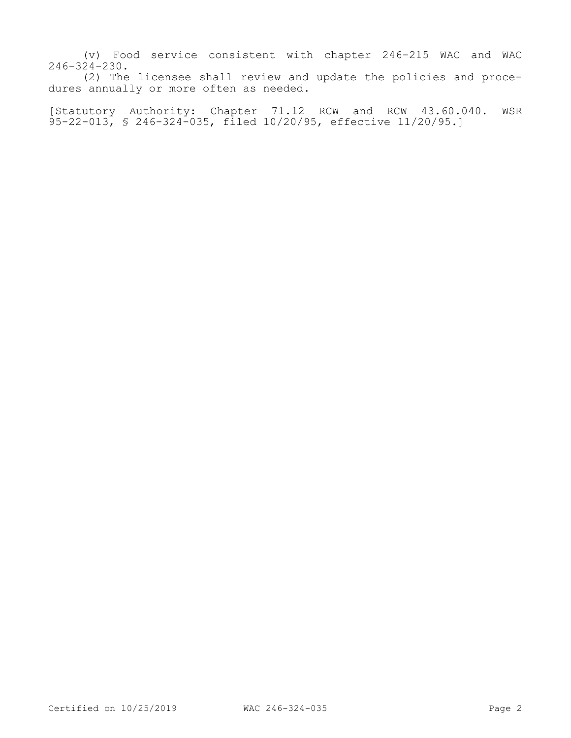(v) Food service consistent with chapter 246-215 WAC and WAC 246-324-230.

(2) The licensee shall review and update the policies and procedures annually or more often as needed.

[Statutory Authority: Chapter 71.12 RCW and RCW 43.60.040. WSR 95-22-013, § 246-324-035, filed 10/20/95, effective 11/20/95.]